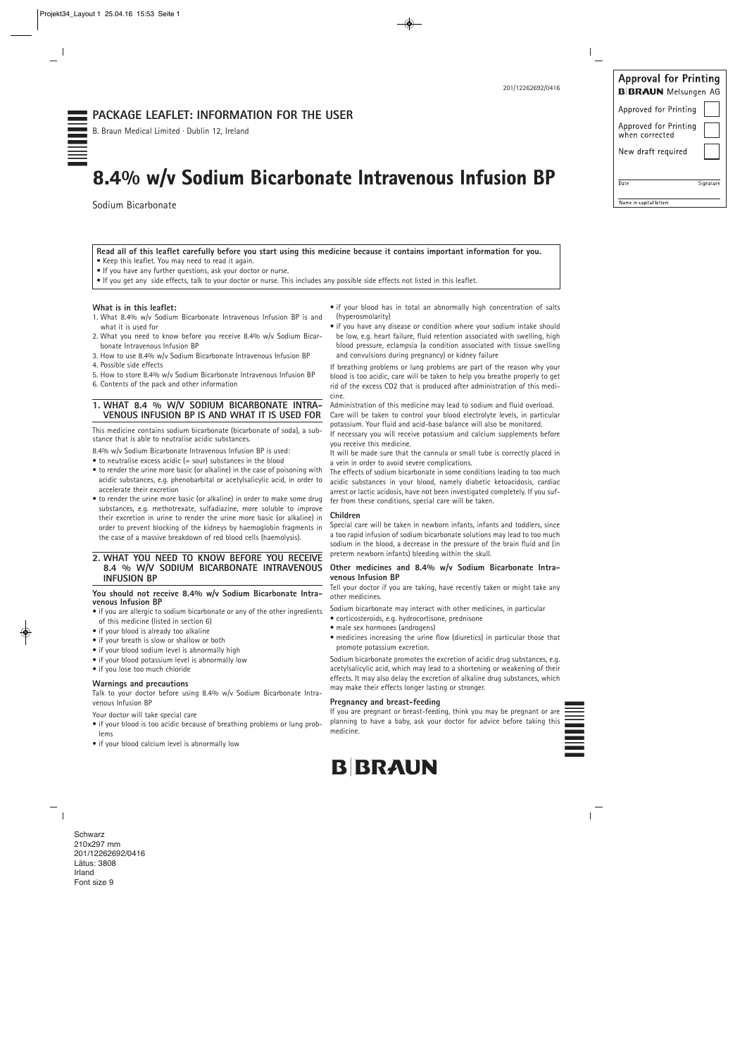201/12262692/0416

# PACKAGE LEAFLET: INFORMATION FOR THE USER

B. Braun Medical Limited · Dublin 12, Ireland

# 8.4% w/v Sodium Bicarbonate Intravenous Infusion BP

Sodium Bicarbonate

**Read all of this leaflet carefully before you start using this medicine because it contains important information for you.**
- Keep this leaflet. You may need to read it again.
- If you have any further questions, ask your doctor or nurse.
- If you get any side effects, talk to your doctor or nurse. This includes any possible side effects not listed in this leaflet.

**What is in this leaflet:**
1. What 8.4% w/v Sodium Bicarbonate Intravenous Infusion BP is and what it is used for
2. What you need to know before you receive 8.4% w/v Sodium Bicarbonate Intravenous Infusion BP
3. How to use 8.4% w/v Sodium Bicarbonate Intravenous Infusion BP
4. Possible side effects
5. How to store 8.4% w/v Sodium Bicarbonate Intravenous Infusion BP
6. Contents of the pack and other information

## 1. WHAT 8.4 % W/V SODIUM BICARBONATE INTRAVENOUS INFUSION BP IS AND WHAT IT IS USED FOR

This medicine contains sodium bicarbonate (bicarbonate of soda), a substance that is able to neutralise acidic substances.

8.4% w/v Sodium Bicarbonate Intravenous Infusion BP is used:
- to neutralise excess acidic (= sour) substances in the blood
- to render the urine more basic (or alkaline) in the case of poisoning with acidic substances, e.g. phenobarbital or acetylsalicylic acid, in order to accelerate their excretion
- to render the urine more basic (or alkaline) in order to make some drug substances, e.g. methotrexate, sulfadiazine, more soluble to improve their excretion in urine to render the urine more basic (or alkaline) in order to prevent blocking of the kidneys by haemoglobin fragments in the case of a massive breakdown of red blood cells (haemolysis).

## 2. WHAT YOU NEED TO KNOW BEFORE YOU RECEIVE 8.4 % W/V SODIUM BICARBONATE INTRAVENOUS INFUSION BP

**You should not receive 8.4% w/v Sodium Bicarbonate Intravenous Infusion BP**
- if you are allergic to sodium bicarbonate or any of the other ingredients of this medicine (listed in section 6)
- if your blood is already too alkaline
- if your breath is slow or shallow or both
- if your blood sodium level is abnormally high
- if your blood potassium level is abnormally low
- if you lose too much chloride

**Warnings and precautions**

Talk to your doctor before using 8.4% w/v Sodium Bicarbonate Intravenous Infusion BP

Your doctor will take special care
- if your blood is too acidic because of breathing problems or lung problems
- if your blood calcium level is abnormally low
- if your blood has in total an abnormally high concentration of salts (hyperosmolarity)
- if you have any disease or condition where your sodium intake should be low, e.g. heart failure, fluid retention associated with swelling, high blood pressure, eclampsia (a condition associated with tissue swelling and convulsions during pregnancy) or kidney failure

If breathing problems or lung problems are part of the reason why your blood is too acidic, care will be taken to help you breathe properly to get rid of the excess $CO_2$ that is produced after administration of this medicine.

Administration of this medicine may lead to sodium and fluid overload. Care will be taken to control your blood electrolyte levels, in particular potassium. Your fluid and acid-base balance will also be monitored.

If necessary you will receive potassium and calcium supplements before you receive this medicine.

It will be made sure that the cannula or small tube is correctly placed in a vein in order to avoid severe complications.

The effects of sodium bicarbonate in some conditions leading to too much acidic substances in your blood, namely diabetic ketoacidosis, cardiac arrest or lactic acidosis, have not been investigated completely. If you suffer from these conditions, special care will be taken.

**Children**

Special care will be taken in newborn infants, infants and toddlers, since a too rapid infusion of sodium bicarbonate solutions may lead to too much sodium in the blood, a decrease in the pressure of the brain fluid and (in preterm newborn infants) bleeding within the skull.

**Other medicines and 8.4% w/v Sodium Bicarbonate Intravenous Infusion BP**

Tell your doctor if you are taking, have recently taken or might take any other medicines.

Sodium bicarbonate may interact with other medicines, in particular
- corticosteroids, e.g. hydrocortisone, prednisone
- male sex hormones (androgens)
- medicines increasing the urine flow (diuretics) in particular those that promote potassium excretion.

Sodium bicarbonate promotes the excretion of acidic drug substances, e.g. acetylsalicylic acid, which may lead to a shortening or weakening of their effects. It may also delay the excretion of alkaline drug substances, which may make their effects longer lasting or stronger.

**Pregnancy and breast-feeding**

If you are pregnant or breast-feeding, think you may be pregnant or are planning to have a baby, ask your doctor for advice before taking this medicine.

B|BRAUN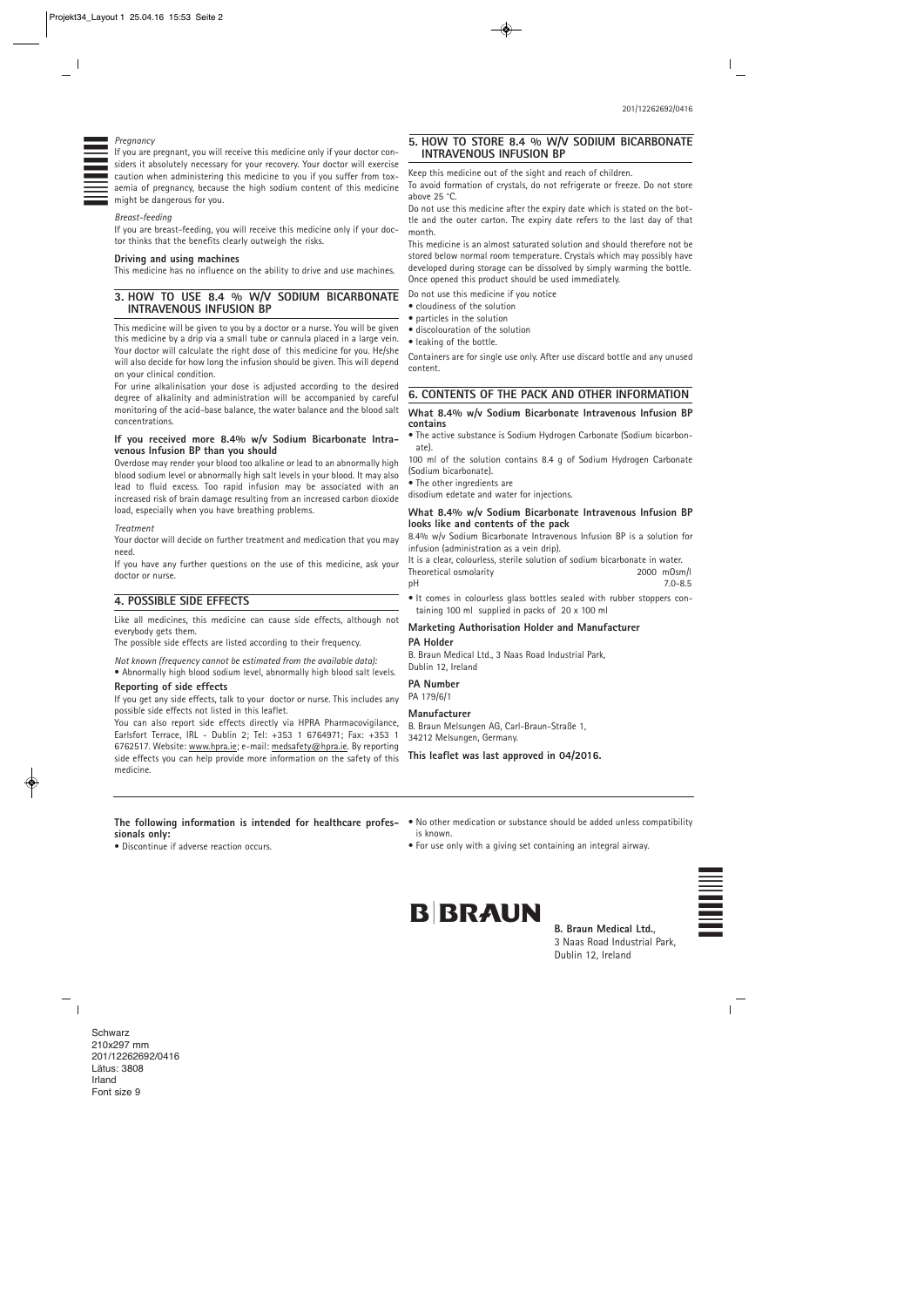*Pregnancy*

If you are pregnant, you will receive this medicine only if your doctor considers it absolutely necessary for your recovery. Your doctor will exercise caution when administering this medicine to you if you suffer from toxaemia of pregnancy, because the high sodium content of this medicine might be dangerous for you.

*Breast-feeding*

If you are breast-feeding, you will receive this medicine only if your doctor thinks that the benefits clearly outweigh the risks.

**Driving and using machines**

This medicine has no influence on the ability to drive and use machines.

## 3. HOW TO USE 8.4 % W/V SODIUM BICARBONATE INTRAVENOUS INFUSION BP

This medicine will be given to you by a doctor or a nurse. You will be given this medicine by a drip via a small tube or cannula placed in a large vein. Your doctor will calculate the right dose of this medicine for you. He/she will also decide for how long the infusion should be given. This will depend on your clinical condition.

For urine alkalinisation your dose is adjusted according to the desired degree of alkalinity and administration will be accompanied by careful monitoring of the acid-base balance, the water balance and the blood salt concentrations.

**If you received more 8.4% w/v Sodium Bicarbonate Intravenous Infusion BP than you should**

Overdose may render your blood too alkaline or lead to an abnormally high blood sodium level or abnormally high salt levels in your blood. It may also lead to fluid excess. Too rapid infusion may be associated with an increased risk of brain damage resulting from an increased carbon dioxide load, especially when you have breathing problems.

*Treatment*

Your doctor will decide on further treatment and medication that you may need.

If you have any further questions on the use of this medicine, ask your doctor or nurse.

## 4. POSSIBLE SIDE EFFECTS

Like all medicines, this medicine can cause side effects, although not everybody gets them.

The possible side effects are listed according to their frequency.

*Not known (frequency cannot be estimated from the available data):*

- Abnormally high blood sodium level, abnormally high blood salt levels.

**Reporting of side effects**

If you get any side effects, talk to your doctor or nurse. This includes any possible side effects not listed in this leaflet.

You can also report side effects directly via HPRA Pharmacovigilance, Earlsfort Terrace, IRL - Dublin 2; Tel: +353 1 6764971; Fax: +353 1 6762517. Website: www.hpra.ie; e-mail: medsafety@hpra.ie. By reporting side effects you can help provide more information on the safety of this medicine.

## 5. HOW TO STORE 8.4 % W/V SODIUM BICARBONATE INTRAVENOUS INFUSION BP

Keep this medicine out of the sight and reach of children.

To avoid formation of crystals, do not refrigerate or freeze. Do not store above 25 °C.

Do not use this medicine after the expiry date which is stated on the bottle and the outer carton. The expiry date refers to the last day of that month.

This medicine is an almost saturated solution and should therefore not be stored below normal room temperature. Crystals which may possibly have developed during storage can be dissolved by simply warming the bottle. Once opened this product should be used immediately.

Do not use this medicine if you notice

- cloudiness of the solution
- particles in the solution
- discolouration of the solution
- leaking of the bottle.

Containers are for single use only. After use discard bottle and any unused content.

## 6. CONTENTS OF THE PACK AND OTHER INFORMATION

**What 8.4% w/v Sodium Bicarbonate Intravenous Infusion BP contains**

- The active substance is Sodium Hydrogen Carbonate (Sodium bicarbonate).

100 ml of the solution contains 8.4 g of Sodium Hydrogen Carbonate (Sodium bicarbonate).

- The other ingredients are

disodium edetate and water for injections.

**What 8.4% w/v Sodium Bicarbonate Intravenous Infusion BP looks like and contents of the pack**

8.4% w/v Sodium Bicarbonate Intravenous Infusion BP is a solution for infusion (administration as a vein drip).

It is a clear, colourless, sterile solution of sodium bicarbonate in water.

| | |
|---|---|
| Theoretical osmolarity | 2000 mOsm/l |
| pH | 7.0–8.5 |

- It comes in colourless glass bottles sealed with rubber stoppers containing 100 ml supplied in packs of 20 x 100 ml

**Marketing Authorisation Holder and Manufacturer**

**PA Holder**

B. Braun Medical Ltd., 3 Naas Road Industrial Park, Dublin 12, Ireland

**PA Number**

PA 179/6/1

**Manufacturer**

B. Braun Melsungen AG, Carl-Braun-Straße 1, 34212 Melsungen, Germany.

**This leaflet was last approved in 04/2016.**

---

**The following information is intended for healthcare professionals only:**

- Discontinue if adverse reaction occurs.
- No other medication or substance should be added unless compatibility is known.
- For use only with a giving set containing an integral airway.

B|BRAUN

**B. Braun Medical Ltd.**,
3 Naas Road Industrial Park,
Dublin 12, Ireland